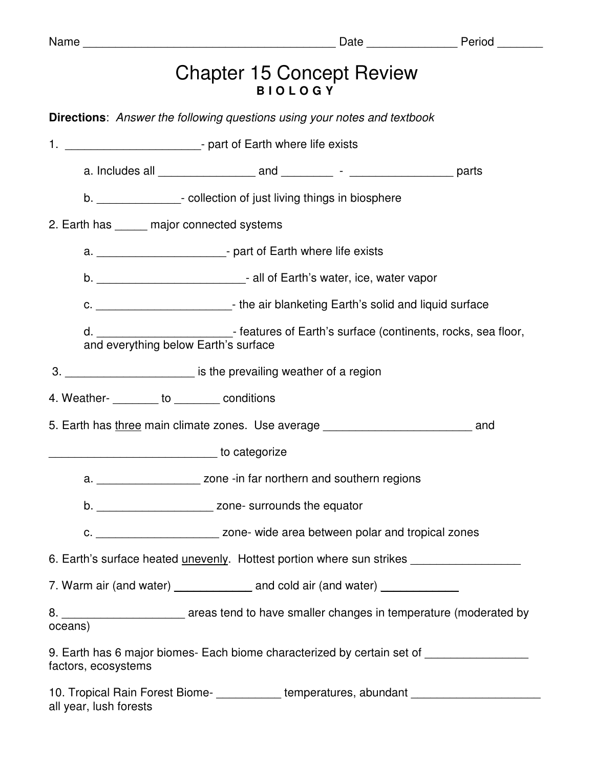Name _______________________________________ Date ______________ Period _______

# Chapter 15 Concept Review

**B I O L O G Y**

**Directions**: *Answer the following questions using your notes and textbook*

1. ____________________- part of Earth where life exists

   a. Includes all _______________ and ________ - ________________ parts

   b. _____________- collection of just living things in biosphere

2. Earth has _____ major connected systems

   a. ___________________- part of Earth where life exists

   b. ______________________- all of Earth's water, ice, water vapor

   c. ____________________- the air blanketing Earth's solid and liquid surface

   d. ____________________- features of Earth's surface (continents, rocks, sea floor, and everything below Earth's surface

3. ___________________ is the prevailing weather of a region

4. Weather- _______ to _______ conditions

5. Earth has <u>three</u> main climate zones. Use average ______________________ and _________________________ to categorize

   a. _______________ zone -in far northern and southern regions

   b. _________________ zone- surrounds the equator

   c. __________________ zone- wide area between polar and tropical zones

6. Earth's surface heated <u>unevenly</u>. Hottest portion where sun strikes ________________

7. Warm air (and water) ____________ and cold air (and water) ____________

8. __________________ areas tend to have smaller changes in temperature (moderated by oceans)

9. Earth has 6 major biomes- Each biome characterized by certain set of ________________ factors, ecosystems

10. Tropical Rain Forest Biome- __________ temperatures, abundant ___________________ all year, lush forests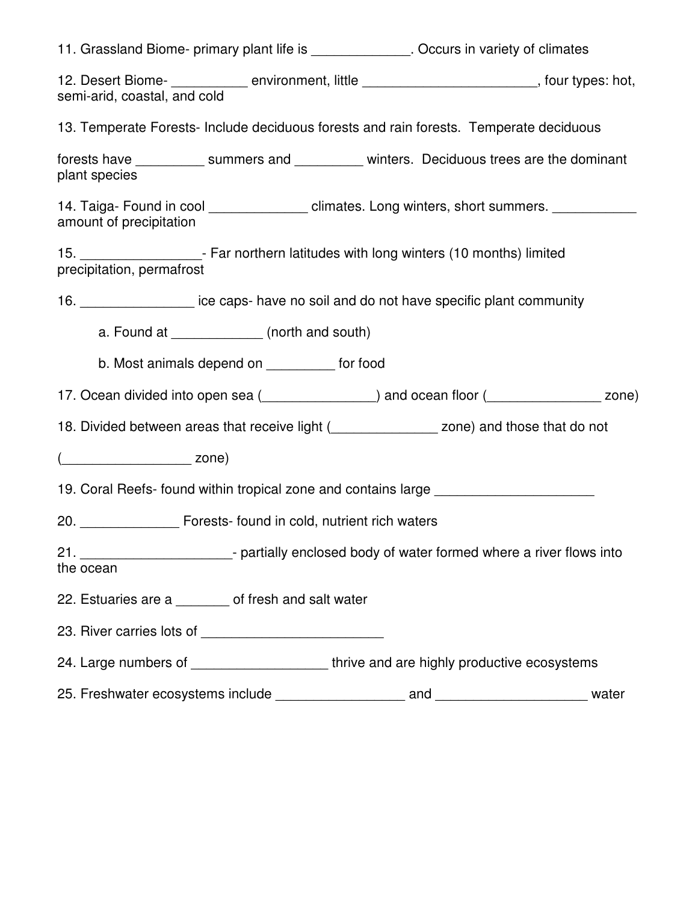11. Grassland Biome- primary plant life is _____________. Occurs in variety of climates

12. Desert Biome- __________ environment, little _______________________, four types: hot, semi-arid, coastal, and cold

13. Temperate Forests- Include deciduous forests and rain forests. Temperate deciduous

forests have _________ summers and _________ winters. Deciduous trees are the dominant plant species

14. Taiga- Found in cool _____________ climates. Long winters, short summers. ___________ amount of precipitation

15. ________________- Far northern latitudes with long winters (10 months) limited precipitation, permafrost

16. _______________ ice caps- have no soil and do not have specific plant community

   a. Found at ____________ (north and south)

   b. Most animals depend on _________ for food

17. Ocean divided into open sea (_______________) and ocean floor (_______________ zone)

18. Divided between areas that receive light (______________ zone) and those that do not

(_________________ zone)

19. Coral Reefs- found within tropical zone and contains large _____________________

20. _____________ Forests- found in cold, nutrient rich waters

21. ____________________- partially enclosed body of water formed where a river flows into the ocean

22. Estuaries are a _______ of fresh and salt water

23. River carries lots of ________________________

24. Large numbers of __________________ thrive and are highly productive ecosystems

25. Freshwater ecosystems include _________________ and ____________________ water